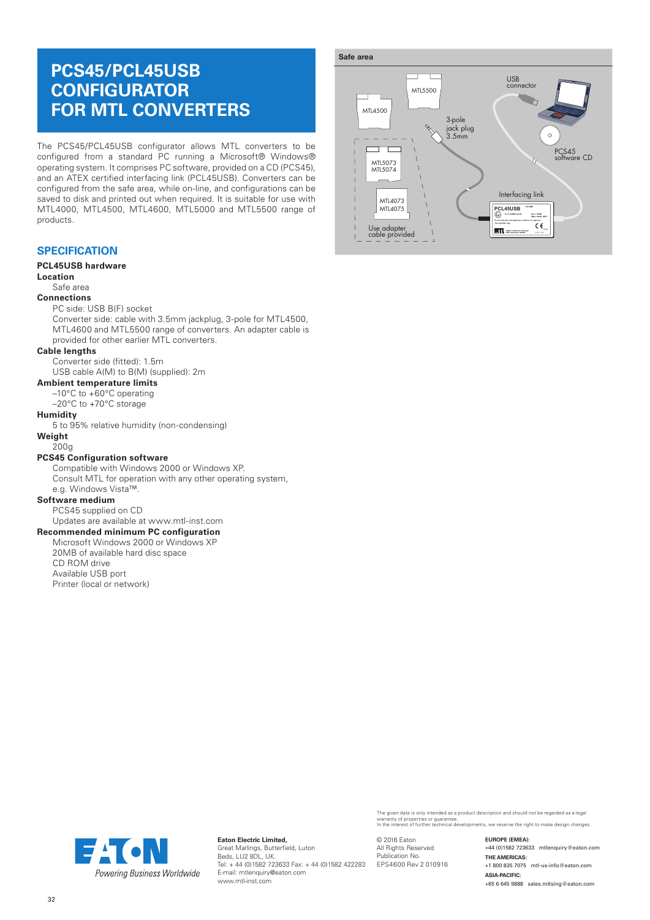# PCS45/PCL45USB CONFIGURATOR FOR MTL CONVERTERS

The PCS45/PCL45USB configurator allows MTL converters to be configured from a standard PC running a Microsoft® Windows® operating system. It comprises PC software, provided on a CD (PCS45), and an ATEX certified interfacing link (PCL45USB). Converters can be configured from the safe area, while on-line, and configurations can be saved to disk and printed out when required. It is suitable for use with MTL4000, MTL4500, MTL4600, MTL5000 and MTL5500 range of products.

**Safe area**

MTL5500
MTL4500
USB connector
3-pole jack plug 3.5mm
MTL5073 MTL5074
PCS45 software CD
MTL4073 MTL4075
Interfacing link
Use adapter cable provided

## SPECIFICATION

**PCL45USB hardware**

**Location**

Safe area

**Connections**

PC side: USB B(F) socket
Converter side: cable with 3.5mm jackplug, 3-pole for MTL4500, MTL4600 and MTL5500 range of converters. An adapter cable is provided for other earlier MTL converters.

**Cable lengths**

Converter side (fitted): 1.5m
USB cable A(M) to B(M) (supplied): 2m

**Ambient temperature limits**

–10°C to +60°C operating
–20°C to +70°C storage

**Humidity**

5 to 95% relative humidity (non-condensing)

**Weight**

200g

**PCS45 Configuration software**

Compatible with Windows 2000 or Windows XP.
Consult MTL for operation with any other operating system, e.g. Windows Vista™.

**Software medium**

PCS45 supplied on CD
Updates are available at www.mtl-inst.com

**Recommended minimum PC configuration**

Microsoft Windows 2000 or Windows XP
20MB of available hard disc space
CD ROM drive
Available USB port
Printer (local or network)

The given data is only intended as a product description and should not be regarded as a legal warranty of properties or guarantee.
In the interest of further technical developments, we reserve the right to make design changes.

EATON
*Powering Business Worldwide*

**Eaton Electric Limited,**
Great Marlings, Butterfield, Luton
Beds, LU2 8DL, UK.
Tel: + 44 (0)1582 723633 Fax: + 44 (0)1582 422283
E-mail: mtlenquiry@eaton.com
www.mtl-inst.com

© 2016 Eaton
All Rights Reserved
Publication No.
EPS4600 Rev 2 010916

**EUROPE (EMEA):**
+44 (0)1582 723633 mtlenquiry@eaton.com

**THE AMERICAS:**
+1 800 835 7075 mtl-us-info@eaton.com

**ASIA-PACIFIC:**
+65 6 645 9888 sales.mtlsing@eaton.com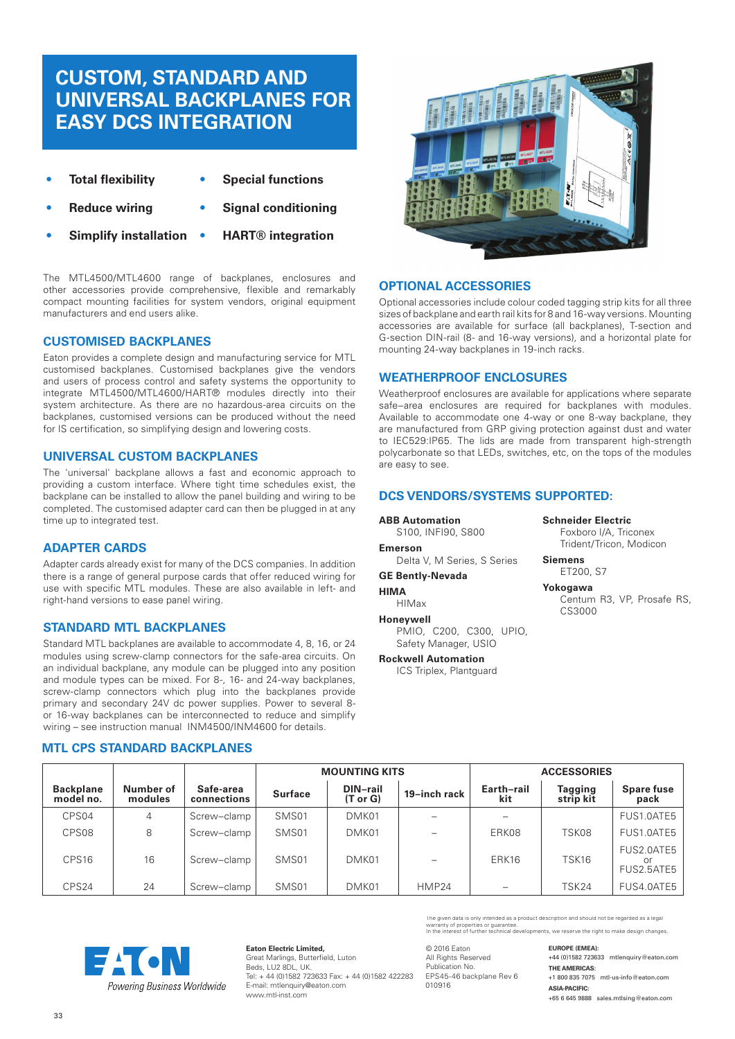# CUSTOM, STANDARD AND UNIVERSAL BACKPLANES FOR EASY DCS INTEGRATION

- **Total flexibility**
- **Reduce wiring**
- **Simplify installation**
- **Special functions**
- **Signal conditioning**
- **HART® integration**

The MTL4500/MTL4600 range of backplanes, enclosures and other accessories provide comprehensive, flexible and remarkably compact mounting facilities for system vendors, original equipment manufacturers and end users alike.

## CUSTOMISED BACKPLANES

Eaton provides a complete design and manufacturing service for MTL customised backplanes. Customised backplanes give the vendors and users of process control and safety systems the opportunity to integrate MTL4500/MTL4600/HART® modules directly into their system architecture. As there are no hazardous-area circuits on the backplanes, customised versions can be produced without the need for IS certification, so simplifying design and lowering costs.

## UNIVERSAL CUSTOM BACKPLANES

The 'universal' backplane allows a fast and economic approach to providing a custom interface. Where tight time schedules exist, the backplane can be installed to allow the panel building and wiring to be completed. The customised adapter card can then be plugged in at any time up to integrated test.

## ADAPTER CARDS

Adapter cards already exist for many of the DCS companies. In addition there is a range of general purpose cards that offer reduced wiring for use with specific MTL modules. These are also available in left- and right-hand versions to ease panel wiring.

## STANDARD MTL BACKPLANES

Standard MTL backplanes are available to accommodate 4, 8, 16, or 24 modules using screw-clamp connectors for the safe-area circuits. On an individual backplane, any module can be plugged into any position and module types can be mixed. For 8-, 16- and 24-way backplanes, screw-clamp connectors which plug into the backplanes provide primary and secondary 24V dc power supplies. Power to several 8- or 16-way backplanes can be interconnected to reduce and simplify wiring – see instruction manual INM4500/INM4600 for details.

## OPTIONAL ACCESSORIES

Optional accessories include colour coded tagging strip kits for all three sizes of backplane and earth rail kits for 8 and 16-way versions. Mounting accessories are available for surface (all backplanes), T-section and G-section DIN-rail (8- and 16-way versions), and a horizontal plate for mounting 24-way backplanes in 19-inch racks.

## WEATHERPROOF ENCLOSURES

Weatherproof enclosures are available for applications where separate safe–area enclosures are required for backplanes with modules. Available to accommodate one 4-way or one 8-way backplane, they are manufactured from GRP giving protection against dust and water to IEC529:IP65. The lids are made from transparent high-strength polycarbonate so that LEDs, switches, etc, on the tops of the modules are easy to see.

## DCS VENDORS/SYSTEMS SUPPORTED:

**ABB Automation**
S100, INFI90, S800

**Emerson**
Delta V, M Series, S Series

**GE Bently-Nevada**

**HIMA**
HIMax

**Honeywell**
PMIO, C200, C300, UPIO, Safety Manager, USIO

**Rockwell Automation**
ICS Triplex, Plantguard

**Schneider Electric**
Foxboro I/A, Triconex Trident/Tricon, Modicon

**Siemens**
ET200, S7

**Yokogawa**
Centum R3, VP, Prosafe RS, CS3000

## MTL CPS STANDARD BACKPLANES

| Backplane model no. | Number of modules | Safe-area connections | MOUNTING KITS | | | ACCESSORIES | | |
|---|---|---|---|---|---|---|---|---|
| | | | Surface | DIN–rail (T or G) | 19–inch rack | Earth–rail kit | Tagging strip kit | Spare fuse pack |
| CPS04 | 4 | Screw–clamp | SMS01 | DMK01 | – | – | | FUS1.0ATE5 |
| CPS08 | 8 | Screw–clamp | SMS01 | DMK01 | – | ERK08 | TSK08 | FUS1.0ATE5 |
| CPS16 | 16 | Screw–clamp | SMS01 | DMK01 | – | ERK16 | TSK16 | FUS2.0ATE5 or FUS2.5ATE5 |
| CPS24 | 24 | Screw–clamp | SMS01 | DMK01 | HMP24 | – | TSK24 | FUS4.0ATE5 |

The given data is only intended as a product description and should not be regarded as a legal warranty of properties or guarantee.
In the interest of further technical developments, we reserve the right to make design changes.

Powering Business Worldwide

**Eaton Electric Limited,**
Great Marlings, Butterfield, Luton
Beds, LU2 8DL, UK.
Tel: + 44 (0)1582 723633 Fax: + 44 (0)1582 422283
E-mail: mtlenquiry@eaton.com
www.mtl-inst.com

© 2016 Eaton
All Rights Reserved
Publication No.
EPS45-46 backplane Rev 6
010916

**EUROPE (EMEA):**
+44 (0)1582 723633 mtlenquiry@eaton.com

**THE AMERICAS:**
+1 800 835 7075 mtl-us-info@eaton.com

**ASIA-PACIFIC:**
+65 6 645 9888 sales.mtlsing@eaton.com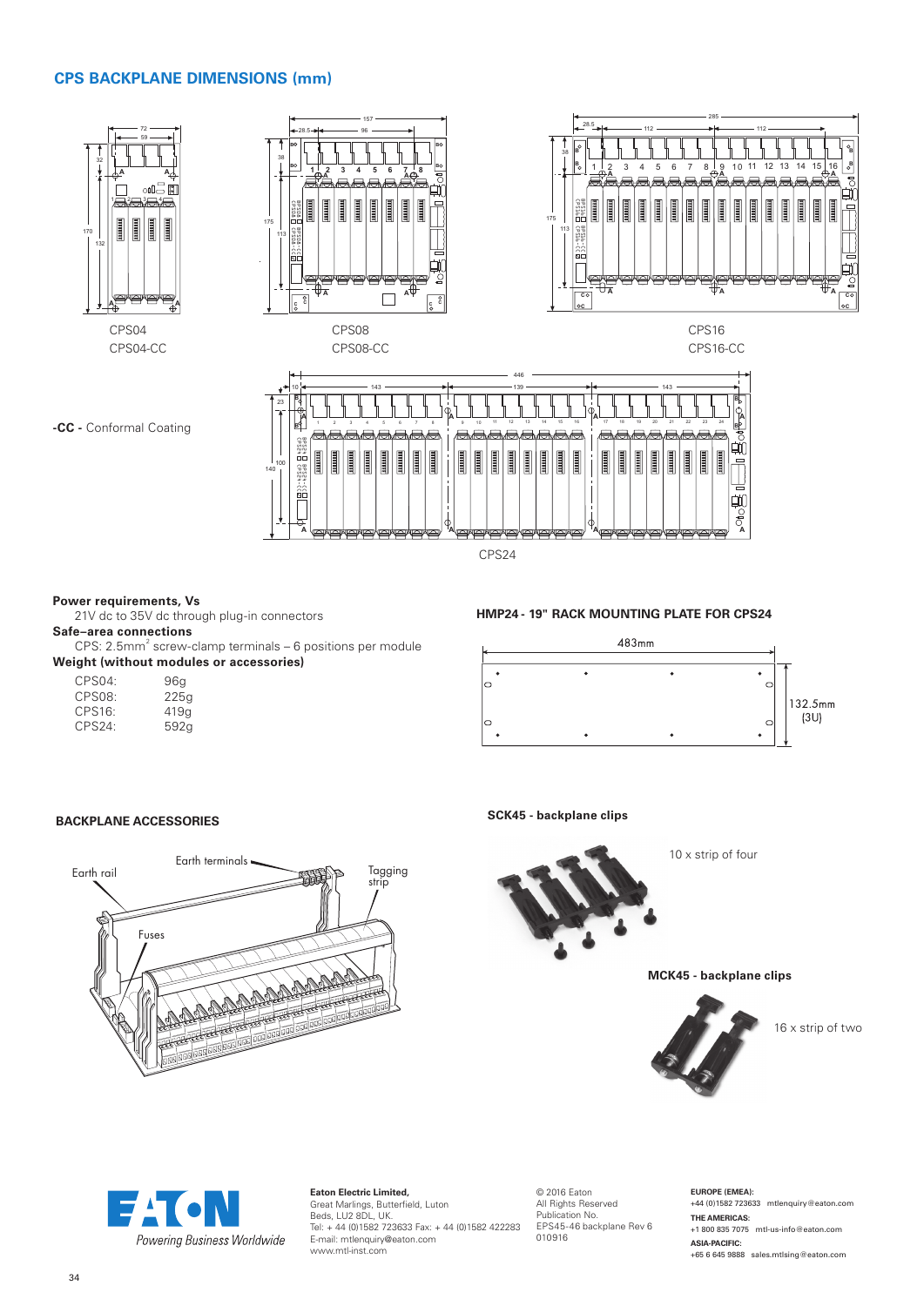## CPS BACKPLANE DIMENSIONS (mm)

CPS04
CPS04-CC

CPS08
CPS08-CC

CPS16
CPS16-CC

**-CC -** Conformal Coating

CPS24

**Power requirements, Vs**
21V dc to 35V dc through plug-in connectors

**Safe–area connections**
CPS: 2.5mm$^2$ screw-clamp terminals – 6 positions per module

**Weight (without modules or accessories)**

| | |
|---|---|
| CPS04: | 96g |
| CPS08: | 225g |
| CPS16: | 419g |
| CPS24: | 592g |

**HMP24 - 19" RACK MOUNTING PLATE FOR CPS24**

483mm

132.5mm (3U)

**BACKPLANE ACCESSORIES**

Earth rail
Earth terminals
Tagging strip
Fuses

**SCK45 - backplane clips**

10 x strip of four

**MCK45 - backplane clips**

16 x strip of two

**Eaton Electric Limited,**
Great Marlings, Butterfield, Luton
Beds, LU2 8DL, UK.
Tel: + 44 (0)1582 723633 Fax: + 44 (0)1582 422283
E-mail: mtlenquiry@eaton.com
www.mtl-inst.com

© 2016 Eaton
All Rights Reserved
Publication No.
EPS45-46 backplane Rev 6
010916

**EUROPE (EMEA):**
+44 (0)1582 723633 mtlenquiry@eaton.com

**THE AMERICAS:**
+1 800 835 7075 mtl-us-info@eaton.com

**ASIA-PACIFIC:**
+65 6 645 9888 sales.mtlsing@eaton.com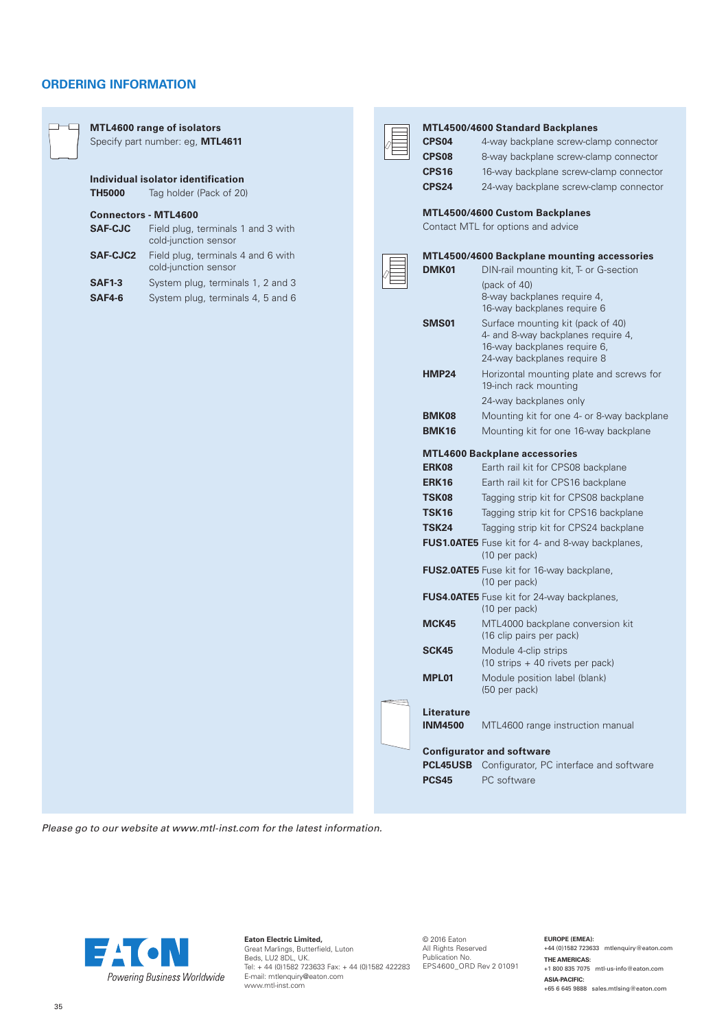## ORDERING INFORMATION

**MTL4600 range of isolators**
Specify part number: eg, **MTL4611**

**Individual isolator identification**

| | |
|---|---|
| **TH5000** | Tag holder (Pack of 20) |

**Connectors - MTL4600**

| | |
|---|---|
| **SAF-CJC** | Field plug, terminals 1 and 3 with cold-junction sensor |
| **SAF-CJC2** | Field plug, terminals 4 and 6 with cold-junction sensor |
| **SAF1-3** | System plug, terminals 1, 2 and 3 |
| **SAF4-6** | System plug, terminals 4, 5 and 6 |

**MTL4500/4600 Standard Backplanes**

| | |
|---|---|
| **CPS04** | 4-way backplane screw-clamp connector |
| **CPS08** | 8-way backplane screw-clamp connector |
| **CPS16** | 16-way backplane screw-clamp connector |
| **CPS24** | 24-way backplane screw-clamp connector |

**MTL4500/4600 Custom Backplanes**
Contact MTL for options and advice

**MTL4500/4600 Backplane mounting accessories**

| | |
|---|---|
| **DMK01** | DIN-rail mounting kit, T- or G-section (pack of 40) 8-way backplanes require 4, 16-way backplanes require 6 |
| **SMS01** | Surface mounting kit (pack of 40) 4- and 8-way backplanes require 4, 16-way backplanes require 6, 24-way backplanes require 8 |
| **HMP24** | Horizontal mounting plate and screws for 19-inch rack mounting 24-way backplanes only |
| **BMK08** | Mounting kit for one 4- or 8-way backplane |
| **BMK16** | Mounting kit for one 16-way backplane |

**MTL4600 Backplane accessories**

| | |
|---|---|
| **ERK08** | Earth rail kit for CPS08 backplane |
| **ERK16** | Earth rail kit for CPS16 backplane |
| **TSK08** | Tagging strip kit for CPS08 backplane |
| **TSK16** | Tagging strip kit for CPS16 backplane |
| **TSK24** | Tagging strip kit for CPS24 backplane |
| **FUS1.0ATE5** | Fuse kit for 4- and 8-way backplanes, (10 per pack) |
| **FUS2.0ATE5** | Fuse kit for 16-way backplane, (10 per pack) |
| **FUS4.0ATE5** | Fuse kit for 24-way backplanes, (10 per pack) |
| **MCK45** | MTL4000 backplane conversion kit (16 clip pairs per pack) |
| **SCK45** | Module 4-clip strips (10 strips + 40 rivets per pack) |
| **MPL01** | Module position label (blank) (50 per pack) |

**Literature**

| | |
|---|---|
| **INM4500** | MTL4600 range instruction manual |

**Configurator and software**

| | |
|---|---|
| **PCL45USB** | Configurator, PC interface and software |
| **PCS45** | PC software |

*Please go to our website at www.mtl-inst.com for the latest information.*

Powering Business Worldwide

**Eaton Electric Limited,**
Great Marlings, Butterfield, Luton
Beds, LU2 8DL, UK.
Tel: + 44 (0)1582 723633 Fax: + 44 (0)1582 422283
E-mail: mtlenquiry@eaton.com
www.mtl-inst.com

© 2016 Eaton
All Rights Reserved
Publication No.
EPS4600_ORD Rev 2 01091

**EUROPE (EMEA):**
+44 (0)1582 723633 mtlenquiry@eaton.com
**THE AMERICAS:**
+1 800 835 7075 mtl-us-info@eaton.com
**ASIA-PACIFIC:**
+65 6 645 9888 sales.mtlsing@eaton.com